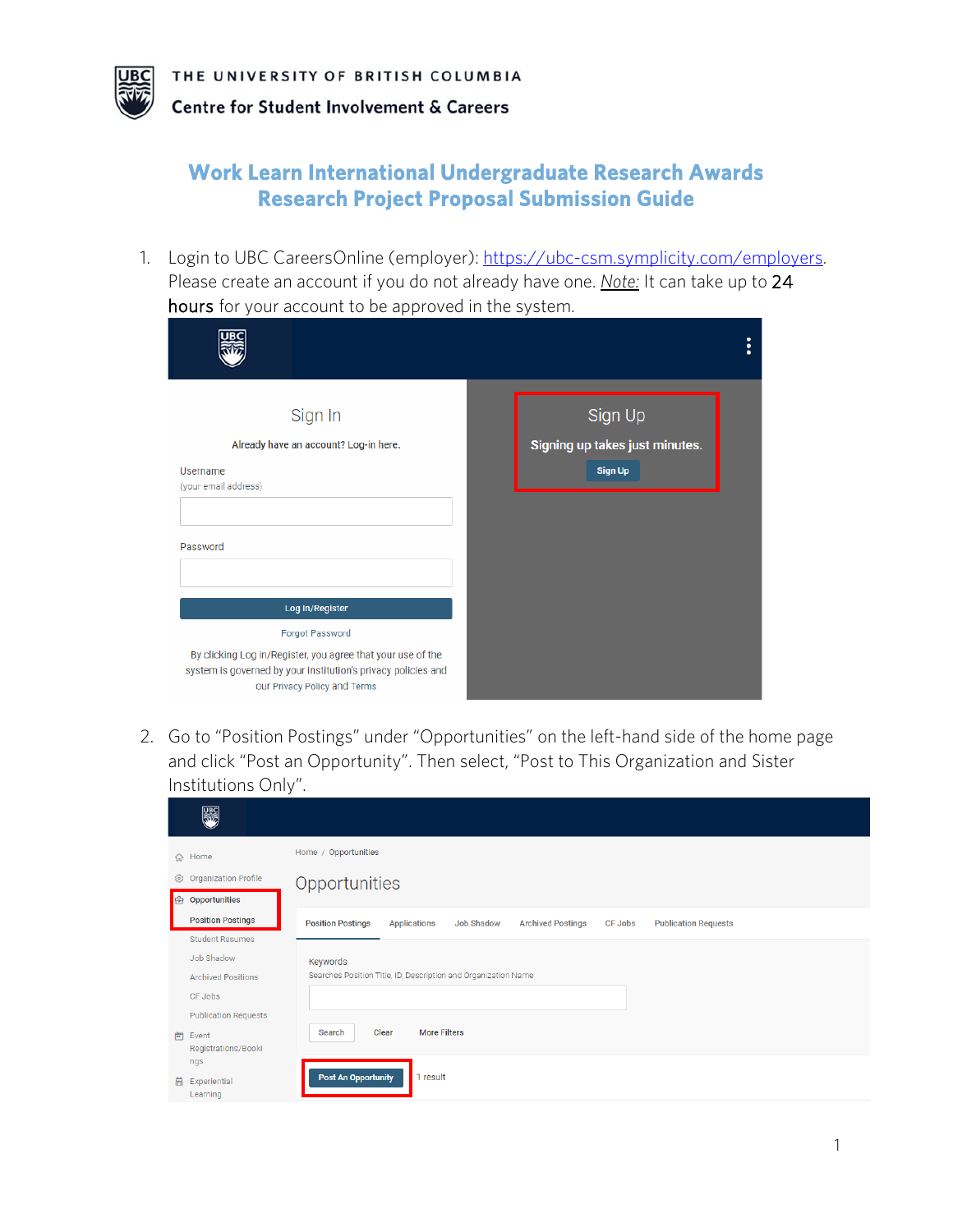THE UNIVERSITY OF BRITISH COLUMBIA

Centre for Student Involvement & Careers

# Work Learn International Undergraduate Research Awards
# Research Project Proposal Submission Guide

1. Login to UBC CareersOnline (employer): https://ubc-csm.symplicity.com/employers. Please create an account if you do not already have one. *Note:* It can take up to 24 hours for your account to be approved in the system.

2. Go to "Position Postings" under "Opportunities" on the left-hand side of the home page and click "Post an Opportunity". Then select, "Post to This Organization and Sister Institutions Only".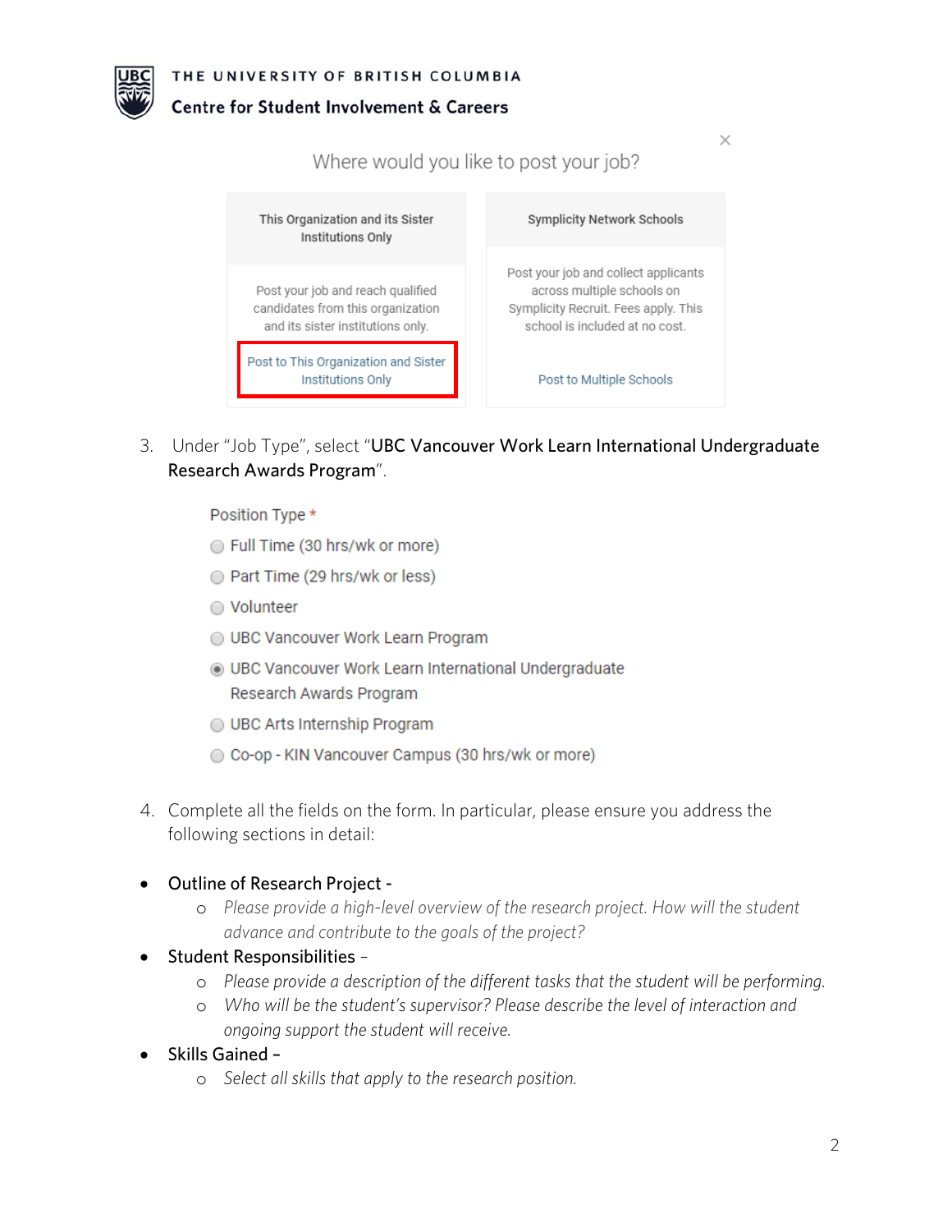Where would you like to post your job?

| This Organization and its Sister Institutions Only | Symplicity Network Schools |
| --- | --- |
| Post your job and reach qualified candidates from this organization and its sister institutions only. | Post your job and collect applicants across multiple schools on Symplicity Recruit. Fees apply. This school is included at no cost. |
| Post to This Organization and Sister Institutions Only | Post to Multiple Schools |

3. Under "Job Type", select "UBC Vancouver Work Learn International Undergraduate Research Awards Program".

Position Type *

- Full Time (30 hrs/wk or more)
- Part Time (29 hrs/wk or less)
- Volunteer
- UBC Vancouver Work Learn Program
- UBC Vancouver Work Learn International Undergraduate Research Awards Program
- UBC Arts Internship Program
- Co-op - KIN Vancouver Campus (30 hrs/wk or more)

4. Complete all the fields on the form. In particular, please ensure you address the following sections in detail:

- Outline of Research Project -
  - *Please provide a high-level overview of the research project. How will the student advance and contribute to the goals of the project?*
- Student Responsibilities –
  - *Please provide a description of the different tasks that the student will be performing.*
  - *Who will be the student's supervisor? Please describe the level of interaction and ongoing support the student will receive.*
- Skills Gained –
  - *Select all skills that apply to the research position.*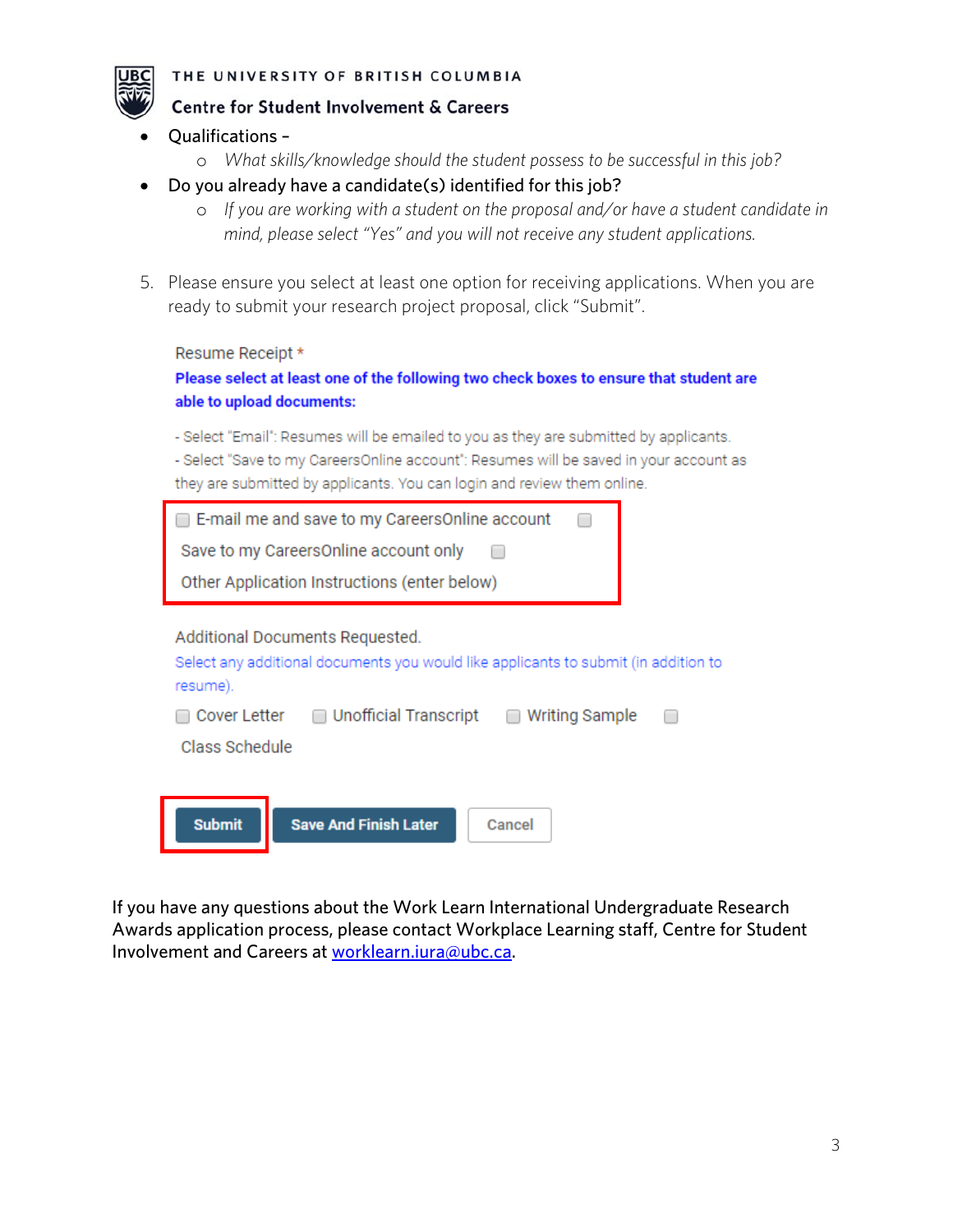- Qualifications –
  - *What skills/knowledge should the student possess to be successful in this job?*
- Do you already have a candidate(s) identified for this job?
  - *If you are working with a student on the proposal and/or have a student candidate in mind, please select "Yes" and you will not receive any student applications.*

5. Please ensure you select at least one option for receiving applications. When you are ready to submit your research project proposal, click "Submit".

Resume Receipt *

**Please select at least one of the following two check boxes to ensure that student are able to upload documents:**

- Select "Email": Resumes will be emailed to you as they are submitted by applicants.
- Select "Save to my CareersOnline account": Resumes will be saved in your account as they are submitted by applicants. You can login and review them online.

☐ E-mail me and save to my CareersOnline account ☐

Save to my CareersOnline account only ☐

Other Application Instructions (enter below)

Additional Documents Requested.

Select any additional documents you would like applicants to submit (in addition to resume).

☐ Cover Letter ☐ Unofficial Transcript ☐ Writing Sample ☐

Class Schedule

Submit | Save And Finish Later | Cancel

If you have any questions about the Work Learn International Undergraduate Research Awards application process, please contact Workplace Learning staff, Centre for Student Involvement and Careers at [worklearn.iura@ubc.ca](mailto:worklearn.iura@ubc.ca).